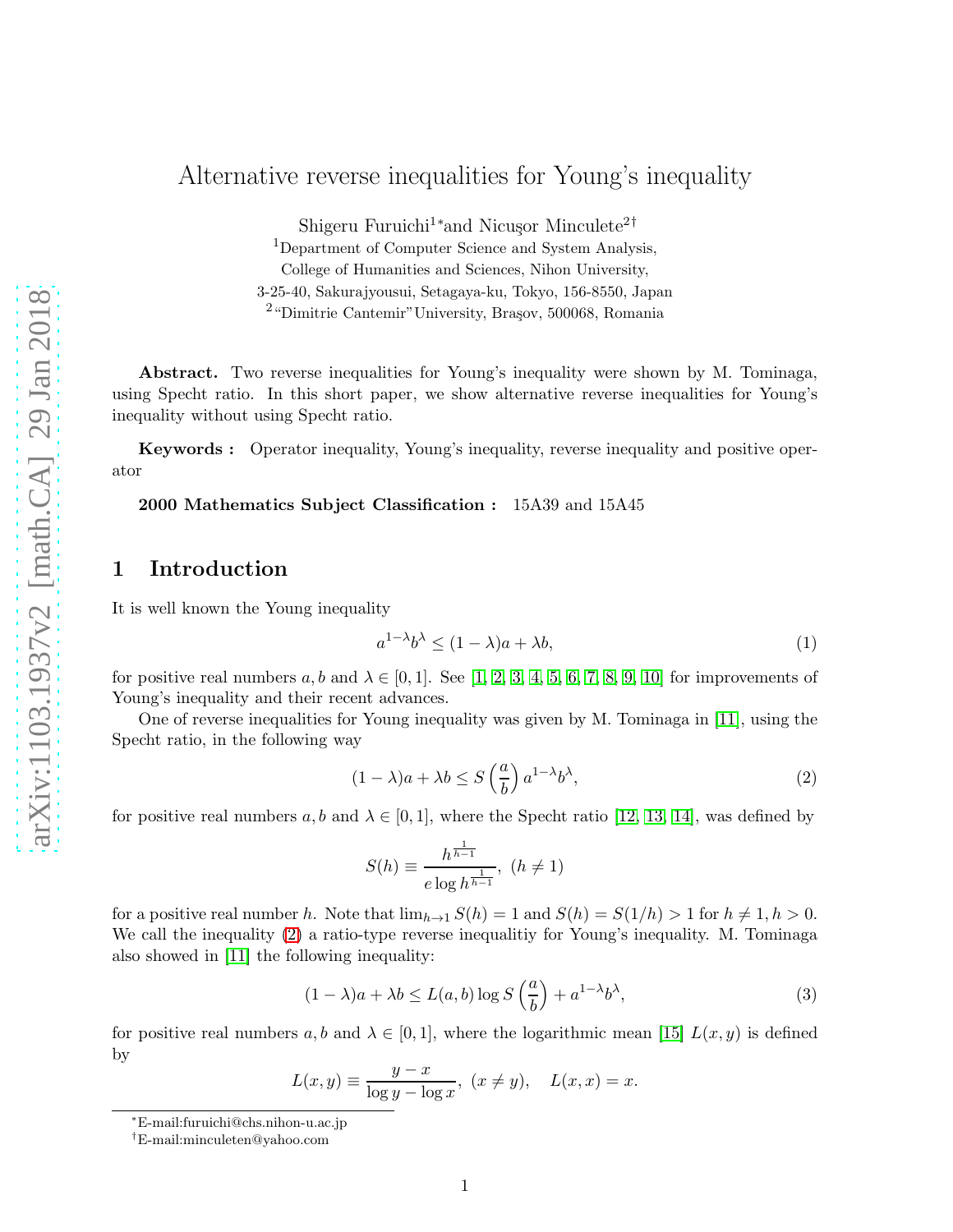# Alternative reverse inequalities for Young's inequality

Shigeru Furuichi[1]* and Nicuşor Minculete[2]†

[1]Department of Computer Science and System Analysis,
College of Humanities and Sciences, Nihon University,
3-25-40, Sakurajyousui, Setagaya-ku, Tokyo, 156-8550, Japan
[2]"Dimitrie Cantemir"University, Braşov, 500068, Romania

**Abstract.** Two reverse inequalities for Young's inequality were shown by M. Tominaga, using Specht ratio. In this short paper, we show alternative reverse inequalities for Young's inequality without using Specht ratio.

**Keywords :** Operator inequality, Young's inequality, reverse inequality and positive operator

**2000 Mathematics Subject Classification :** 15A39 and 15A45

## 1 Introduction

It is well known the Young inequality

$$a^{1-\lambda}b^{\lambda} \leq (1-\lambda)a + \lambda b, \tag{1}$$

for positive real numbers $a, b$ and $\lambda \in [0,1]$. See [1, 2, 3, 4, 5, 6, 7, 8, 9, 10] for improvements of Young's inequality and their recent advances.

One of reverse inequalities for Young inequality was given by M. Tominaga in [11], using the Specht ratio, in the following way

$$(1-\lambda)a + \lambda b \leq S\left(\frac{a}{b}\right) a^{1-\lambda}b^{\lambda}, \tag{2}$$

for positive real numbers $a, b$ and $\lambda \in [0,1]$, where the Specht ratio [12, 13, 14], was defined by

$$S(h) \equiv \frac{h^{\frac{1}{h-1}}}{e \log h^{\frac{1}{h-1}}}, \ (h \neq 1)$$

for a positive real number $h$. Note that $\lim_{h\to 1} S(h) = 1$ and $S(h) = S(1/h) > 1$ for $h \neq 1, h > 0$. We call the inequality (2) a ratio-type reverse inequalitiy for Young's inequality. M. Tominaga also showed in [11] the following inequality:

$$(1-\lambda)a + \lambda b \leq L(a,b) \log S\left(\frac{a}{b}\right) + a^{1-\lambda}b^{\lambda}, \tag{3}$$

for positive real numbers $a, b$ and $\lambda \in [0,1]$, where the logarithmic mean [15] $L(x,y)$ is defined by

$$L(x,y) \equiv \frac{y-x}{\log y - \log x}, \ (x \neq y), \quad L(x,x) = x.$$

*E-mail:furuichi@chs.nihon-u.ac.jp
†E-mail:minculeten@yahoo.com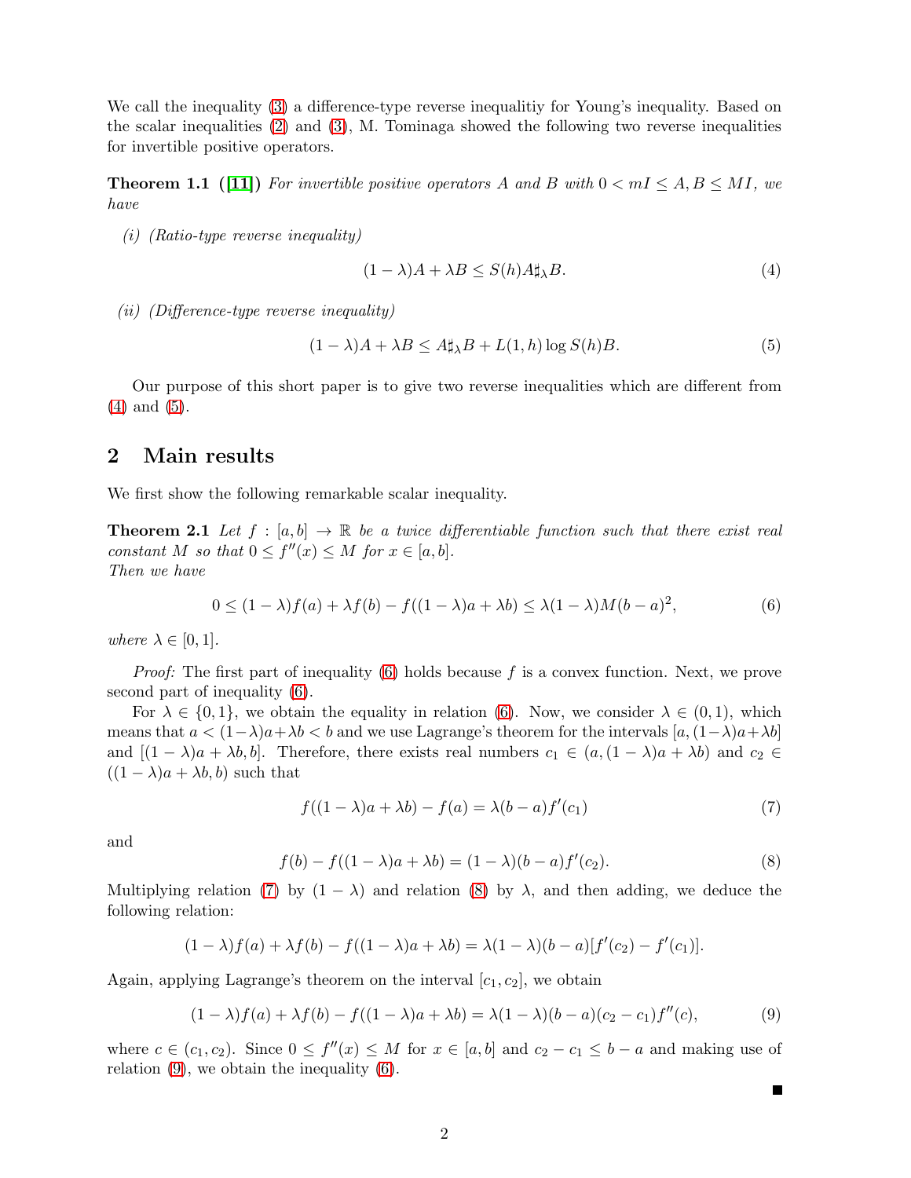We call the inequality (3) a difference-type reverse inequalitiy for Young's inequality. Based on the scalar inequalities (2) and (3), M. Tominaga showed the following two reverse inequalities for invertible positive operators.

**Theorem 1.1 ([11])** *For invertible positive operators $A$ and $B$ with $0 < mI \leq A, B \leq MI$, we have*

*(i) (Ratio-type reverse inequality)*

$$(1-\lambda)A + \lambda B \leq S(h) A\sharp_\lambda B. \tag{4}$$

*(ii) (Difference-type reverse inequality)*

$$(1-\lambda)A + \lambda B \leq A\sharp_\lambda B + L(1,h)\log S(h) B. \tag{5}$$

Our purpose of this short paper is to give two reverse inequalities which are different from (4) and (5).

## 2 Main results

We first show the following remarkable scalar inequality.

**Theorem 2.1** *Let $f : [a,b] \to \mathbb{R}$ be a twice differentiable function such that there exist real constant $M$ so that $0 \leq f''(x) \leq M$ for $x \in [a,b]$.*
*Then we have*

$$0 \leq (1-\lambda)f(a) + \lambda f(b) - f((1-\lambda)a + \lambda b) \leq \lambda(1-\lambda)M(b-a)^2, \tag{6}$$

*where $\lambda \in [0,1]$.*

*Proof:* The first part of inequality (6) holds because $f$ is a convex function. Next, we prove second part of inequality (6).

For $\lambda \in \{0,1\}$, we obtain the equality in relation (6). Now, we consider $\lambda \in (0,1)$, which means that $a < (1-\lambda)a + \lambda b < b$ and we use Lagrange's theorem for the intervals $[a, (1-\lambda)a + \lambda b]$ and $[(1-\lambda)a + \lambda b, b]$. Therefore, there exists real numbers $c_1 \in (a, (1-\lambda)a + \lambda b)$ and $c_2 \in ((1-\lambda)a + \lambda b, b)$ such that

$$f((1-\lambda)a + \lambda b) - f(a) = \lambda(b-a)f'(c_1) \tag{7}$$

and

$$f(b) - f((1-\lambda)a + \lambda b) = (1-\lambda)(b-a)f'(c_2). \tag{8}$$

Multiplying relation (7) by $(1-\lambda)$ and relation (8) by $\lambda$, and then adding, we deduce the following relation:

$$(1-\lambda)f(a) + \lambda f(b) - f((1-\lambda)a + \lambda b) = \lambda(1-\lambda)(b-a)[f'(c_2) - f'(c_1)].$$

Again, applying Lagrange's theorem on the interval $[c_1, c_2]$, we obtain

$$(1-\lambda)f(a) + \lambda f(b) - f((1-\lambda)a + \lambda b) = \lambda(1-\lambda)(b-a)(c_2 - c_1)f''(c), \tag{9}$$

where $c \in (c_1, c_2)$. Since $0 \leq f''(x) \leq M$ for $x \in [a,b]$ and $c_2 - c_1 \leq b - a$ and making use of relation (9), we obtain the inequality (6).

∎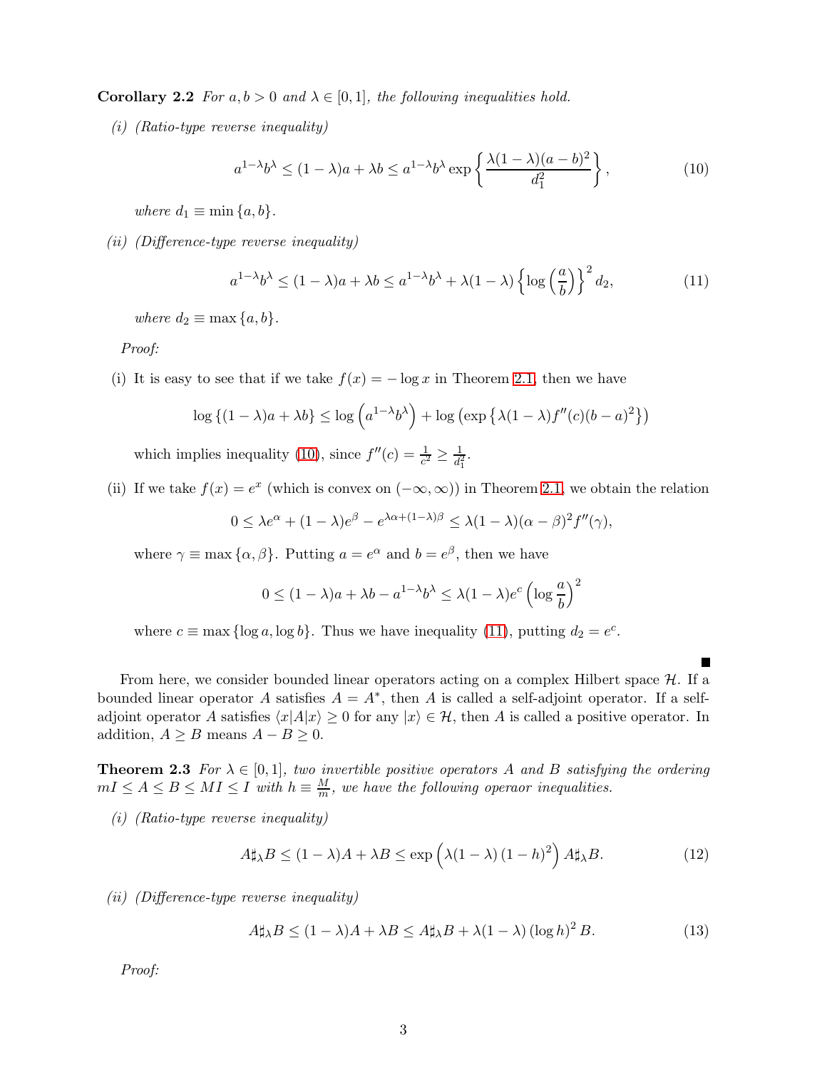**Corollary 2.2** *For $a, b > 0$ and $\lambda \in [0, 1]$, the following inequalities hold.*

*(i) (Ratio-type reverse inequality)*

$$a^{1-\lambda}b^{\lambda} \leq (1-\lambda)a + \lambda b \leq a^{1-\lambda}b^{\lambda} \exp\left\{\frac{\lambda(1-\lambda)(a-b)^2}{d_1^2}\right\}, \tag{10}$$

*where $d_1 \equiv \min\{a, b\}$.*

*(ii) (Difference-type reverse inequality)*

$$a^{1-\lambda}b^{\lambda} \leq (1-\lambda)a + \lambda b \leq a^{1-\lambda}b^{\lambda} + \lambda(1-\lambda)\left\{\log\left(\frac{a}{b}\right)\right\}^2 d_2, \tag{11}$$

*where $d_2 \equiv \max\{a, b\}$.*

*Proof:*

(i) It is easy to see that if we take $f(x) = -\log x$ in Theorem 2.1, then we have

$$\log\{(1-\lambda)a + \lambda b\} \leq \log\left(a^{1-\lambda}b^{\lambda}\right) + \log\left(\exp\{\lambda(1-\lambda)f''(c)(b-a)^2\}\right)$$

which implies inequality (10), since $f''(c) = \frac{1}{c^2} \geq \frac{1}{d_1^2}$.

(ii) If we take $f(x) = e^x$ (which is convex on $(-\infty, \infty)$) in Theorem 2.1, we obtain the relation

$$0 \leq \lambda e^{\alpha} + (1-\lambda)e^{\beta} - e^{\lambda\alpha + (1-\lambda)\beta} \leq \lambda(1-\lambda)(\alpha-\beta)^2 f''(\gamma),$$

where $\gamma \equiv \max\{\alpha, \beta\}$. Putting $a = e^{\alpha}$ and $b = e^{\beta}$, then we have

$$0 \leq (1-\lambda)a + \lambda b - a^{1-\lambda}b^{\lambda} \leq \lambda(1-\lambda)e^{c}\left(\log\frac{a}{b}\right)^2$$

where $c \equiv \max\{\log a, \log b\}$. Thus we have inequality (11), putting $d_2 = e^c$.

■

From here, we consider bounded linear operators acting on a complex Hilbert space $\mathcal{H}$. If a bounded linear operator $A$ satisfies $A = A^*$, then $A$ is called a self-adjoint operator. If a self-adjoint operator $A$ satisfies $\langle x|A|x\rangle \geq 0$ for any $|x\rangle \in \mathcal{H}$, then $A$ is called a positive operator. In addition, $A \geq B$ means $A - B \geq 0$.

**Theorem 2.3** *For $\lambda \in [0, 1]$, two invertible positive operators $A$ and $B$ satisfying the ordering $mI \leq A \leq B \leq MI \leq I$ with $h \equiv \frac{M}{m}$, we have the following operaor inequalities.*

*(i) (Ratio-type reverse inequality)*

$$A\sharp_{\lambda}B \leq (1-\lambda)A + \lambda B \leq \exp\left(\lambda(1-\lambda)(1-h)^2\right)A\sharp_{\lambda}B. \tag{12}$$

*(ii) (Difference-type reverse inequality)*

$$A\sharp_{\lambda}B \leq (1-\lambda)A + \lambda B \leq A\sharp_{\lambda}B + \lambda(1-\lambda)(\log h)^2 B. \tag{13}$$

*Proof:*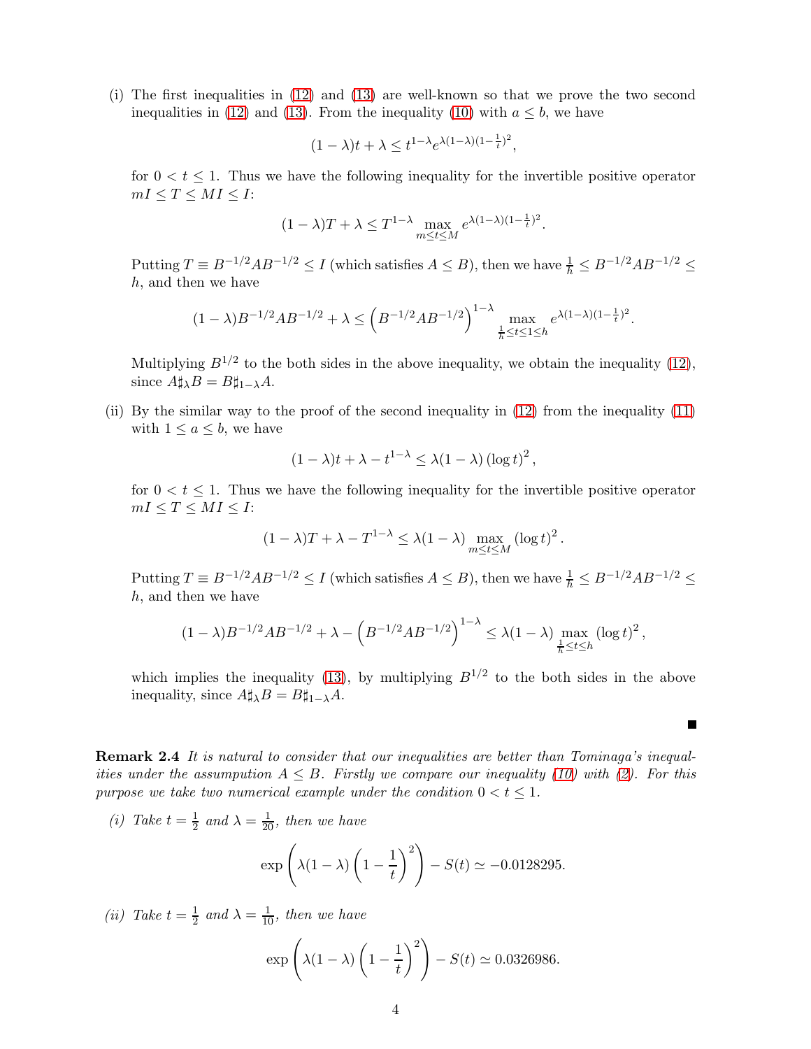(i) The first inequalities in (12) and (13) are well-known so that we prove the two second inequalities in (12) and (13). From the inequality (10) with $a \le b$, we have

$$(1-\lambda)t + \lambda \le t^{1-\lambda} e^{\lambda(1-\lambda)(1-\frac{1}{t})^2},$$

for $0 < t \le 1$. Thus we have the following inequality for the invertible positive operator $mI \le T \le MI \le I$:

$$(1-\lambda)T + \lambda \le T^{1-\lambda} \max_{m \le t \le M} e^{\lambda(1-\lambda)(1-\frac{1}{t})^2}.$$

Putting $T \equiv B^{-1/2}AB^{-1/2} \le I$ (which satisfies $A \le B$), then we have $\frac{1}{h} \le B^{-1/2}AB^{-1/2} \le h$, and then we have

$$(1-\lambda)B^{-1/2}AB^{-1/2} + \lambda \le \left(B^{-1/2}AB^{-1/2}\right)^{1-\lambda} \max_{\frac{1}{h} \le t \le 1 \le h} e^{\lambda(1-\lambda)(1-\frac{1}{t})^2}.$$

Multiplying $B^{1/2}$ to the both sides in the above inequality, we obtain the inequality (12), since $A \sharp_\lambda B = B \sharp_{1-\lambda} A$.

(ii) By the similar way to the proof of the second inequality in (12) from the inequality (11) with $1 \le a \le b$, we have

$$(1-\lambda)t + \lambda - t^{1-\lambda} \le \lambda(1-\lambda)\left(\log t\right)^2,$$

for $0 < t \le 1$. Thus we have the following inequality for the invertible positive operator $mI \le T \le MI \le I$:

$$(1-\lambda)T + \lambda - T^{1-\lambda} \le \lambda(1-\lambda) \max_{m \le t \le M} \left(\log t\right)^2.$$

Putting $T \equiv B^{-1/2}AB^{-1/2} \le I$ (which satisfies $A \le B$), then we have $\frac{1}{h} \le B^{-1/2}AB^{-1/2} \le h$, and then we have

$$(1-\lambda)B^{-1/2}AB^{-1/2} + \lambda - \left(B^{-1/2}AB^{-1/2}\right)^{1-\lambda} \le \lambda(1-\lambda) \max_{\frac{1}{h} \le t \le h} \left(\log t\right)^2,$$

which implies the inequality (13), by multiplying $B^{1/2}$ to the both sides in the above inequality, since $A \sharp_\lambda B = B \sharp_{1-\lambda} A$.

■

**Remark 2.4** *It is natural to consider that our inequalities are better than Tominaga's inequalities under the assumpution $A \le B$. Firstly we compare our inequality (10) with (2). For this purpose we take two numerical example under the condition $0 < t \le 1$.*

*(i) Take $t = \frac{1}{2}$ and $\lambda = \frac{1}{20}$, then we have*

$$\exp\left(\lambda(1-\lambda)\left(1-\frac{1}{t}\right)^2\right) - S(t) \simeq -0.0128295.$$

*(ii) Take $t = \frac{1}{2}$ and $\lambda = \frac{1}{10}$, then we have*

$$\exp\left(\lambda(1-\lambda)\left(1-\frac{1}{t}\right)^2\right) - S(t) \simeq 0.0326986.$$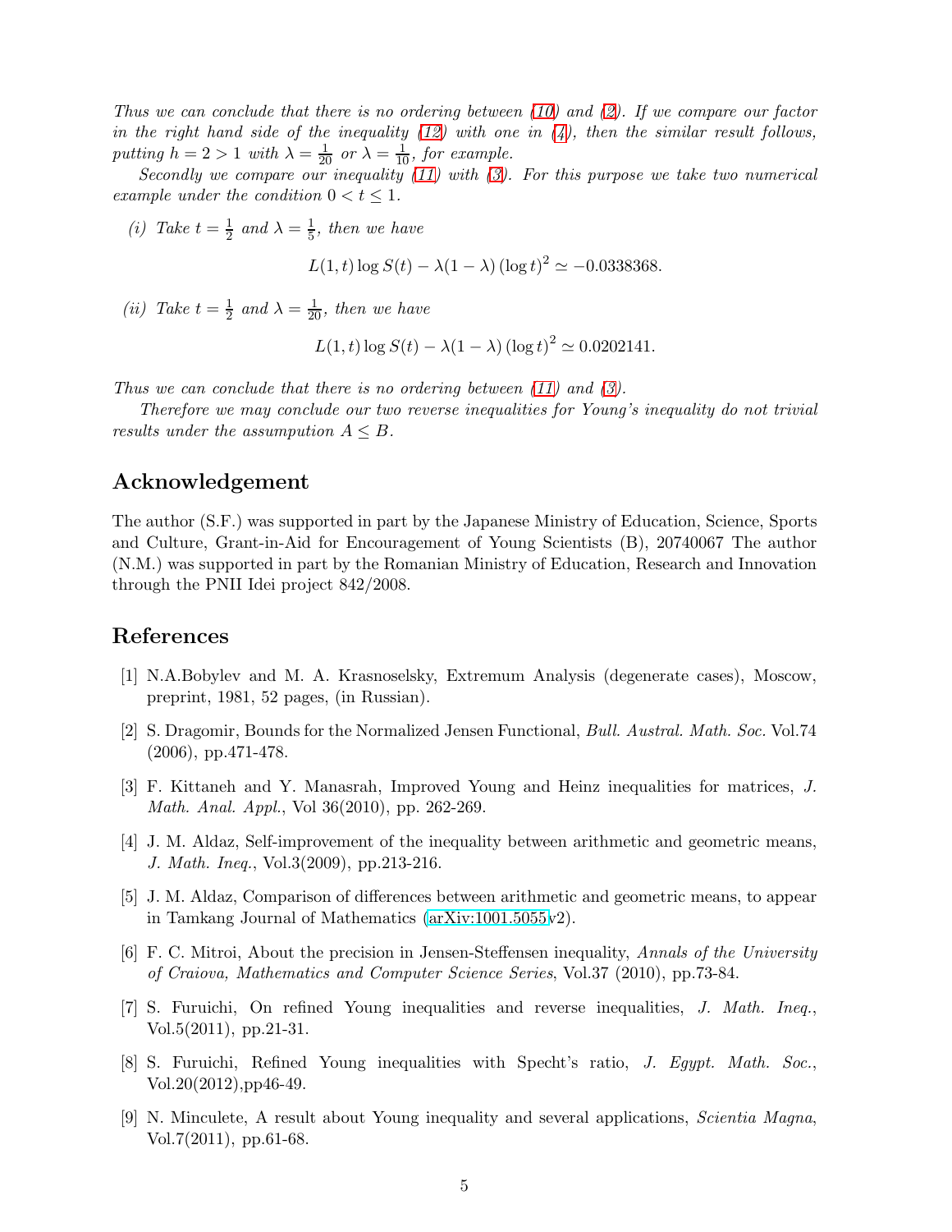*Thus we can conclude that there is no ordering between (10) and (2). If we compare our factor in the right hand side of the inequality (12) with one in (4), then the similar result follows, putting $h = 2 > 1$ with $\lambda = \frac{1}{20}$ or $\lambda = \frac{1}{10}$, for example.*

*Secondly we compare our inequality (11) with (3). For this purpose we take two numerical example under the condition $0 < t \leq 1$.*

*(i) Take $t = \frac{1}{2}$ and $\lambda = \frac{1}{5}$, then we have*

$$L(1,t)\log S(t) - \lambda(1-\lambda)(\log t)^2 \simeq -0.0338368.$$

*(ii) Take $t = \frac{1}{2}$ and $\lambda = \frac{1}{20}$, then we have*

$$L(1,t)\log S(t) - \lambda(1-\lambda)(\log t)^2 \simeq 0.0202141.$$

*Thus we can conclude that there is no ordering between (11) and (3).*

*Therefore we may conclude our two reverse inequalities for Young's inequality do not trivial results under the assumption $A \leq B$.*

## Acknowledgement

The author (S.F.) was supported in part by the Japanese Ministry of Education, Science, Sports and Culture, Grant-in-Aid for Encouragement of Young Scientists (B), 20740067 The author (N.M.) was supported in part by the Romanian Ministry of Education, Research and Innovation through the PNII Idei project 842/2008.

## References

[1] N.A.Bobylev and M. A. Krasnoselsky, Extremum Analysis (degenerate cases), Moscow, preprint, 1981, 52 pages, (in Russian).

[2] S. Dragomir, Bounds for the Normalized Jensen Functional, *Bull. Austral. Math. Soc.* Vol.74 (2006), pp.471-478.

[3] F. Kittaneh and Y. Manasrah, Improved Young and Heinz inequalities for matrices, *J. Math. Anal. Appl.*, Vol 36(2010), pp. 262-269.

[4] J. M. Aldaz, Self-improvement of the inequality between arithmetic and geometric means, *J. Math. Ineq.*, Vol.3(2009), pp.213-216.

[5] J. M. Aldaz, Comparison of differences between arithmetic and geometric means, to appear in Tamkang Journal of Mathematics (arXiv:1001.5055v2).

[6] F. C. Mitroi, About the precision in Jensen-Steffensen inequality, *Annals of the University of Craiova, Mathematics and Computer Science Series*, Vol.37 (2010), pp.73-84.

[7] S. Furuichi, On refined Young inequalities and reverse inequalities, *J. Math. Ineq.*, Vol.5(2011), pp.21-31.

[8] S. Furuichi, Refined Young inequalities with Specht's ratio, *J. Egypt. Math. Soc.*, Vol.20(2012),pp46-49.

[9] N. Minculete, A result about Young inequality and several applications, *Scientia Magna*, Vol.7(2011), pp.61-68.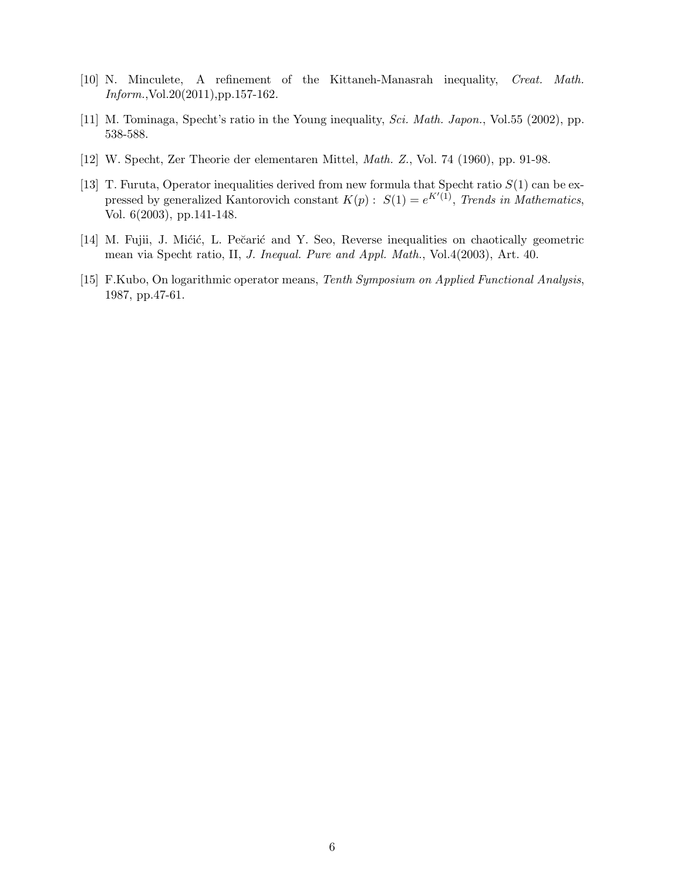[10] N. Minculete, A refinement of the Kittaneh-Manasrah inequality, *Creat. Math. Inform.*,Vol.20(2011),pp.157-162.

[11] M. Tominaga, Specht's ratio in the Young inequality, *Sci. Math. Japon.*, Vol.55 (2002), pp. 538-588.

[12] W. Specht, Zer Theorie der elementaren Mittel, *Math. Z.*, Vol. 74 (1960), pp. 91-98.

[13] T. Furuta, Operator inequalities derived from new formula that Specht ratio $S(1)$ can be expressed by generalized Kantorovich constant $K(p): \ S(1) = e^{K'(1)}$, *Trends in Mathematics*, Vol. 6(2003), pp.141-148.

[14] M. Fujii, J. Mićić, L. Pečarić and Y. Seo, Reverse inequalities on chaotically geometric mean via Specht ratio, II, *J. Inequal. Pure and Appl. Math.*, Vol.4(2003), Art. 40.

[15] F.Kubo, On logarithmic operator means, *Tenth Symposium on Applied Functional Analysis*, 1987, pp.47-61.